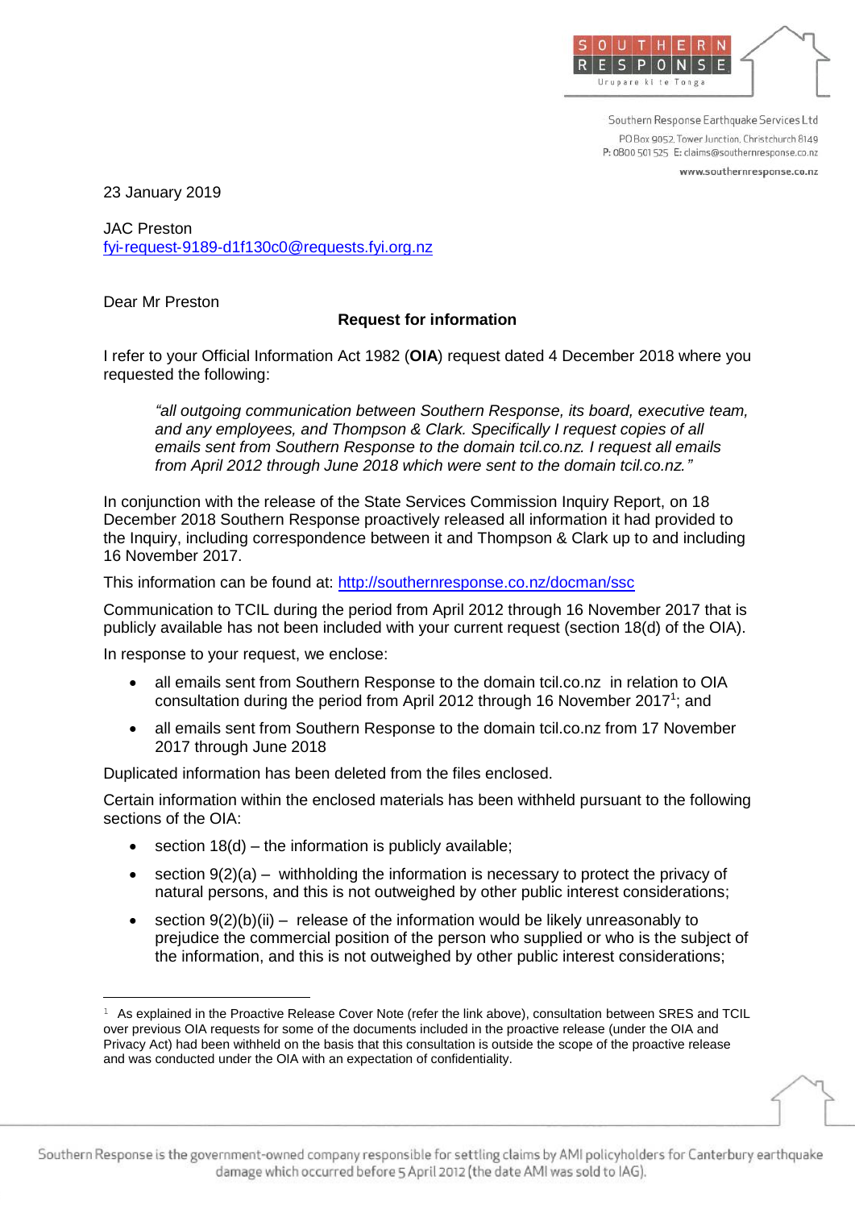SOUTHERN RESPONSE
Urupare ki te Tonga

Southern Response Earthquake Services Ltd
PO Box 9052, Tower Junction, Christchurch 8149
P: 0800 501 525 E: claims@southernresponse.co.nz
www.southernresponse.co.nz

23 January 2019

JAC Preston
fyi-request-9189-d1f130c0@requests.fyi.org.nz

Dear Mr Preston

**Request for information**

I refer to your Official Information Act 1982 (**OIA**) request dated 4 December 2018 where you requested the following:

> *"all outgoing communication between Southern Response, its board, executive team, and any employees, and Thompson & Clark. Specifically I request copies of all emails sent from Southern Response to the domain tcil.co.nz. I request all emails from April 2012 through June 2018 which were sent to the domain tcil.co.nz."*

In conjunction with the release of the State Services Commission Inquiry Report, on 18 December 2018 Southern Response proactively released all information it had provided to the Inquiry, including correspondence between it and Thompson & Clark up to and including 16 November 2017.

This information can be found at: http://southernresponse.co.nz/docman/ssc

Communication to TCIL during the period from April 2012 through 16 November 2017 that is publicly available has not been included with your current request (section 18(d) of the OIA).

In response to your request, we enclose:

- all emails sent from Southern Response to the domain tcil.co.nz in relation to OIA consultation during the period from April 2012 through 16 November 2017[1]; and
- all emails sent from Southern Response to the domain tcil.co.nz from 17 November 2017 through June 2018

Duplicated information has been deleted from the files enclosed.

Certain information within the enclosed materials has been withheld pursuant to the following sections of the OIA:

- section 18(d) – the information is publicly available;
- section 9(2)(a) – withholding the information is necessary to protect the privacy of natural persons, and this is not outweighed by other public interest considerations;
- section 9(2)(b)(ii) – release of the information would be likely unreasonably to prejudice the commercial position of the person who supplied or who is the subject of the information, and this is not outweighed by other public interest considerations;

[1] As explained in the Proactive Release Cover Note (refer the link above), consultation between SRES and TCIL over previous OIA requests for some of the documents included in the proactive release (under the OIA and Privacy Act) had been withheld on the basis that this consultation is outside the scope of the proactive release and was conducted under the OIA with an expectation of confidentiality.

Southern Response is the government-owned company responsible for settling claims by AMI policyholders for Canterbury earthquake damage which occurred before 5 April 2012 (the date AMI was sold to IAG).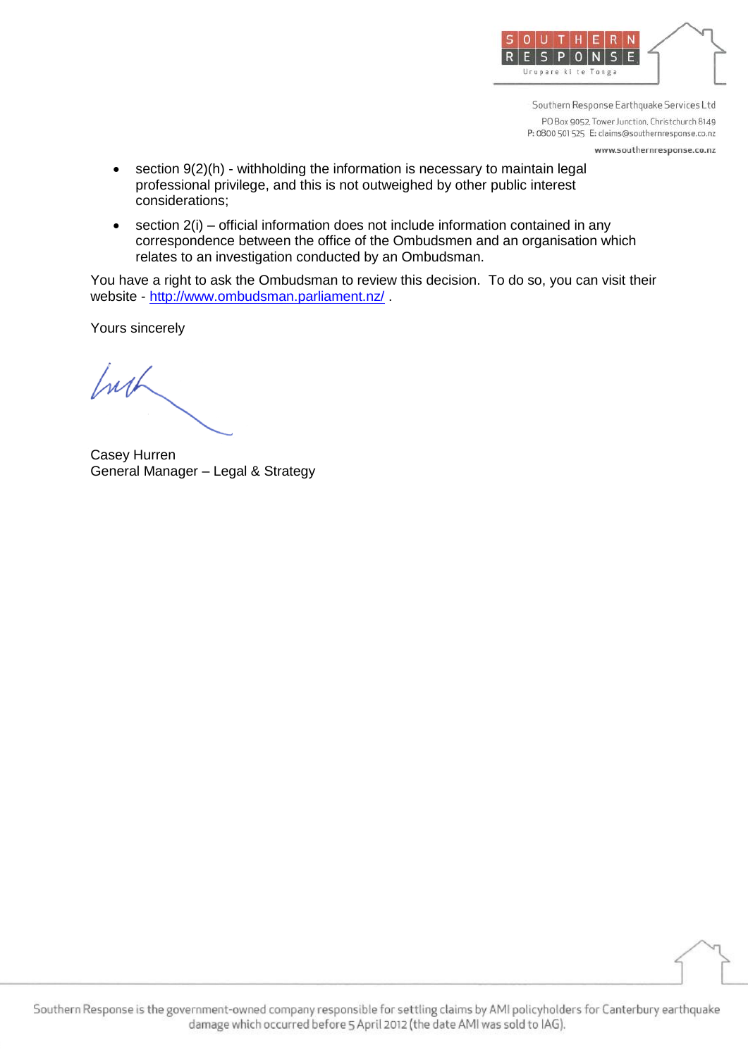- section 9(2)(h) - withholding the information is necessary to maintain legal professional privilege, and this is not outweighed by other public interest considerations;
- section 2(i) – official information does not include information contained in any correspondence between the office of the Ombudsmen and an organisation which relates to an investigation conducted by an Ombudsman.

You have a right to ask the Ombudsman to review this decision. To do so, you can visit their website - http://www.ombudsman.parliament.nz/ .

Yours sincerely

Casey Hurren
General Manager – Legal & Strategy